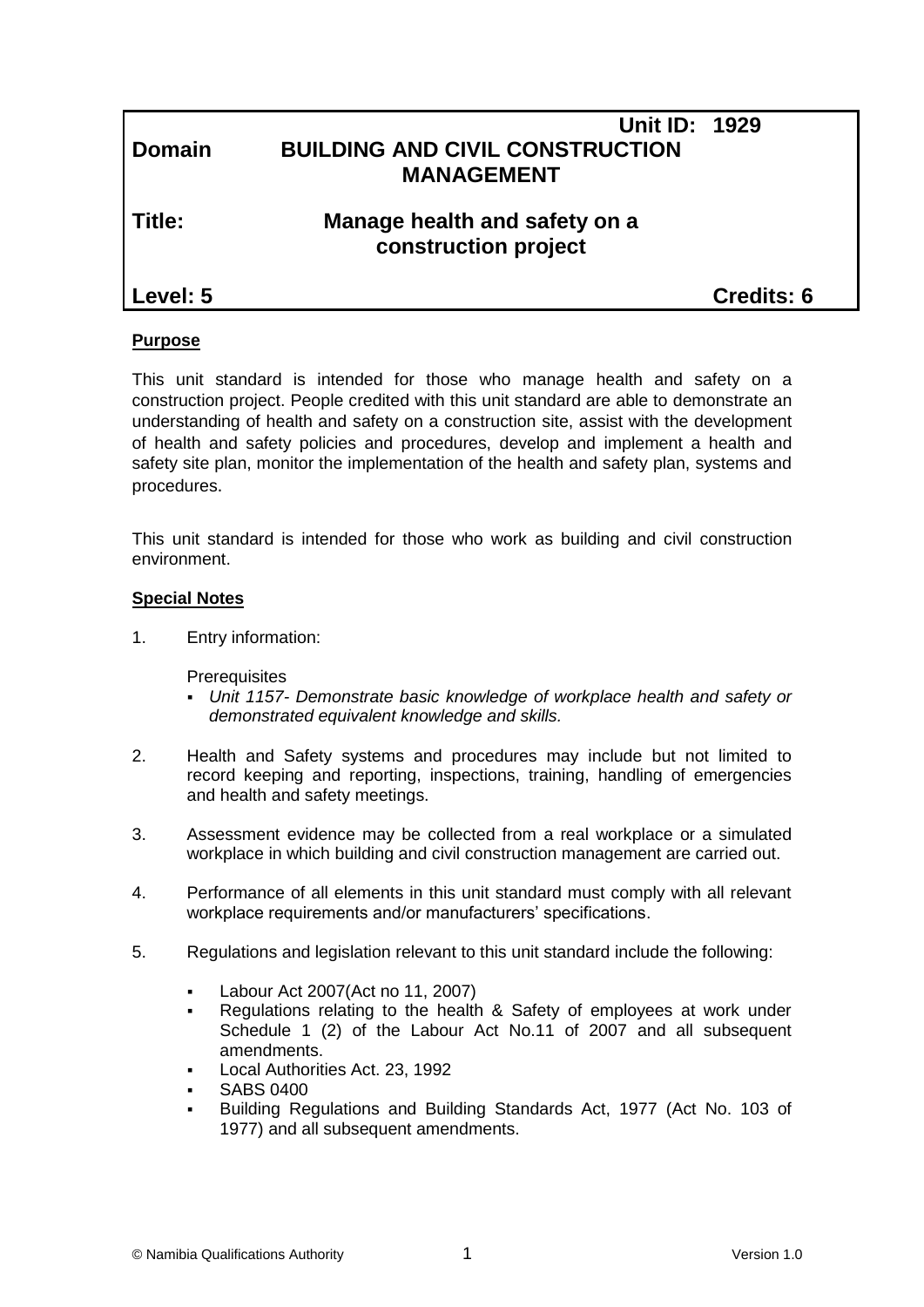| | | |
|---|---|---|
| | | **Unit ID: 1929** |
| **Domain** | **BUILDING AND CIVIL CONSTRUCTION MANAGEMENT** | |
| **Title:** | **Manage health and safety on a construction project** | |
| **Level: 5** | | **Credits: 6** |

**Purpose**

This unit standard is intended for those who manage health and safety on a construction project. People credited with this unit standard are able to demonstrate an understanding of health and safety on a construction site, assist with the development of health and safety policies and procedures, develop and implement a health and safety site plan, monitor the implementation of the health and safety plan, systems and procedures.

This unit standard is intended for those who work as building and civil construction environment.

**Special Notes**

1. Entry information:

   Prerequisites

   - *Unit 1157- Demonstrate basic knowledge of workplace health and safety or demonstrated equivalent knowledge and skills.*

2. Health and Safety systems and procedures may include but not limited to record keeping and reporting, inspections, training, handling of emergencies and health and safety meetings.

3. Assessment evidence may be collected from a real workplace or a simulated workplace in which building and civil construction management are carried out.

4. Performance of all elements in this unit standard must comply with all relevant workplace requirements and/or manufacturers' specifications.

5. Regulations and legislation relevant to this unit standard include the following:

   - Labour Act 2007(Act no 11, 2007)
   - Regulations relating to the health & Safety of employees at work under Schedule 1 (2) of the Labour Act No.11 of 2007 and all subsequent amendments.
   - Local Authorities Act. 23, 1992
   - SABS 0400
   - Building Regulations and Building Standards Act, 1977 (Act No. 103 of 1977) and all subsequent amendments.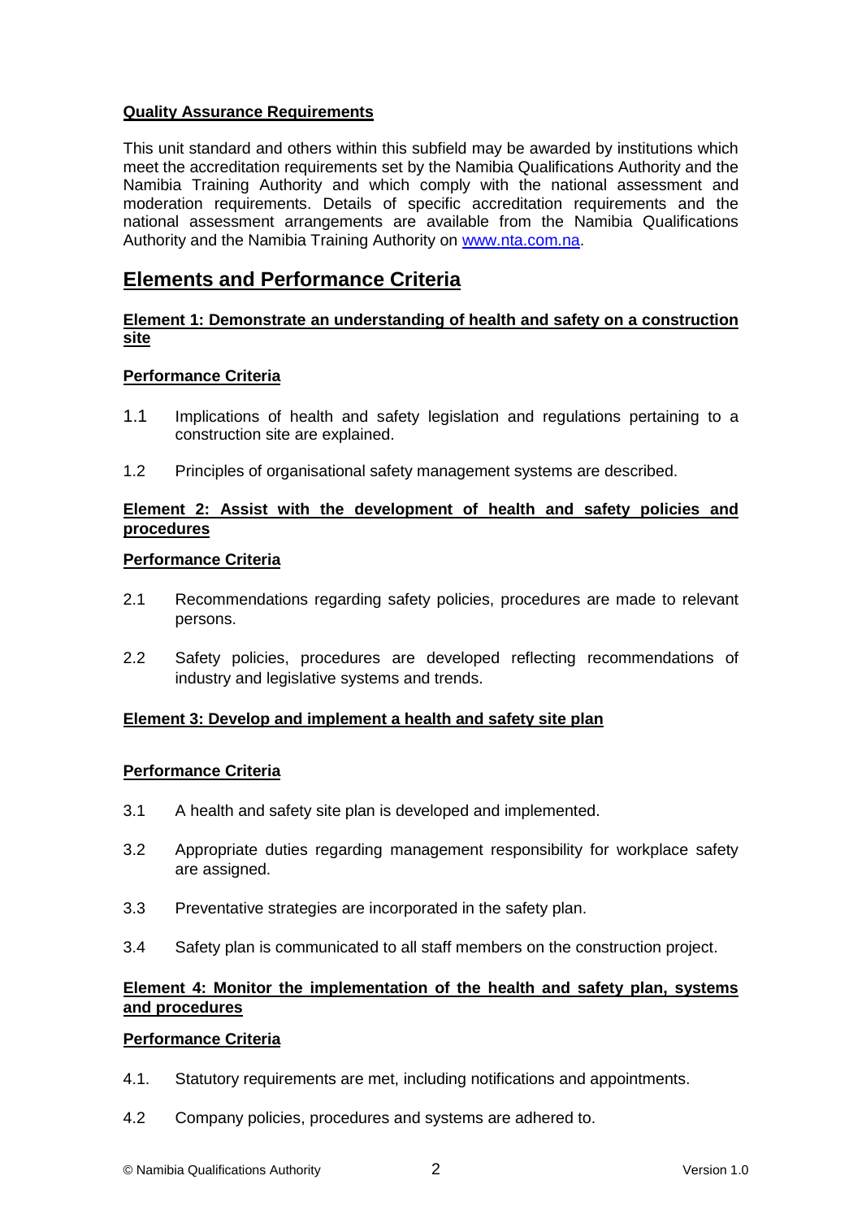**Quality Assurance Requirements**

This unit standard and others within this subfield may be awarded by institutions which meet the accreditation requirements set by the Namibia Qualifications Authority and the Namibia Training Authority and which comply with the national assessment and moderation requirements. Details of specific accreditation requirements and the national assessment arrangements are available from the Namibia Qualifications Authority and the Namibia Training Authority on www.nta.com.na.

## Elements and Performance Criteria

**Element 1: Demonstrate an understanding of health and safety on a construction site**

**Performance Criteria**

1.1 Implications of health and safety legislation and regulations pertaining to a construction site are explained.

1.2 Principles of organisational safety management systems are described.

**Element 2: Assist with the development of health and safety policies and procedures**

**Performance Criteria**

2.1 Recommendations regarding safety policies, procedures are made to relevant persons.

2.2 Safety policies, procedures are developed reflecting recommendations of industry and legislative systems and trends.

**Element 3: Develop and implement a health and safety site plan**

**Performance Criteria**

3.1 A health and safety site plan is developed and implemented.

3.2 Appropriate duties regarding management responsibility for workplace safety are assigned.

3.3 Preventative strategies are incorporated in the safety plan.

3.4 Safety plan is communicated to all staff members on the construction project.

**Element 4: Monitor the implementation of the health and safety plan, systems and procedures**

**Performance Criteria**

4.1. Statutory requirements are met, including notifications and appointments.

4.2 Company policies, procedures and systems are adhered to.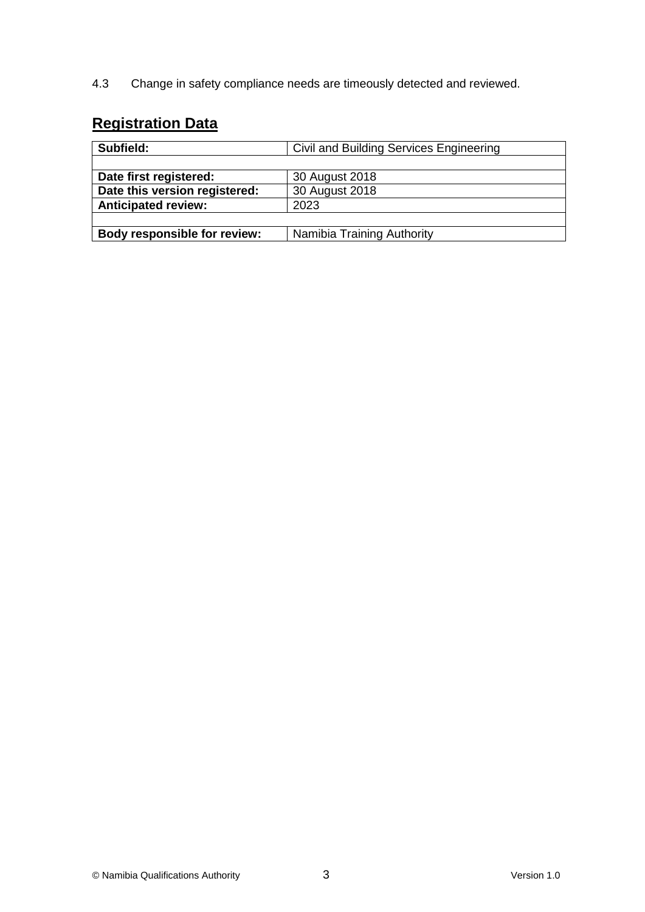4.3 Change in safety compliance needs are timeously detected and reviewed.

## Registration Data

| | |
|---|---|
| **Subfield:** | Civil and Building Services Engineering |
| | |
| **Date first registered:** | 30 August 2018 |
| **Date this version registered:** | 30 August 2018 |
| **Anticipated review:** | 2023 |
| | |
| **Body responsible for review:** | Namibia Training Authority |